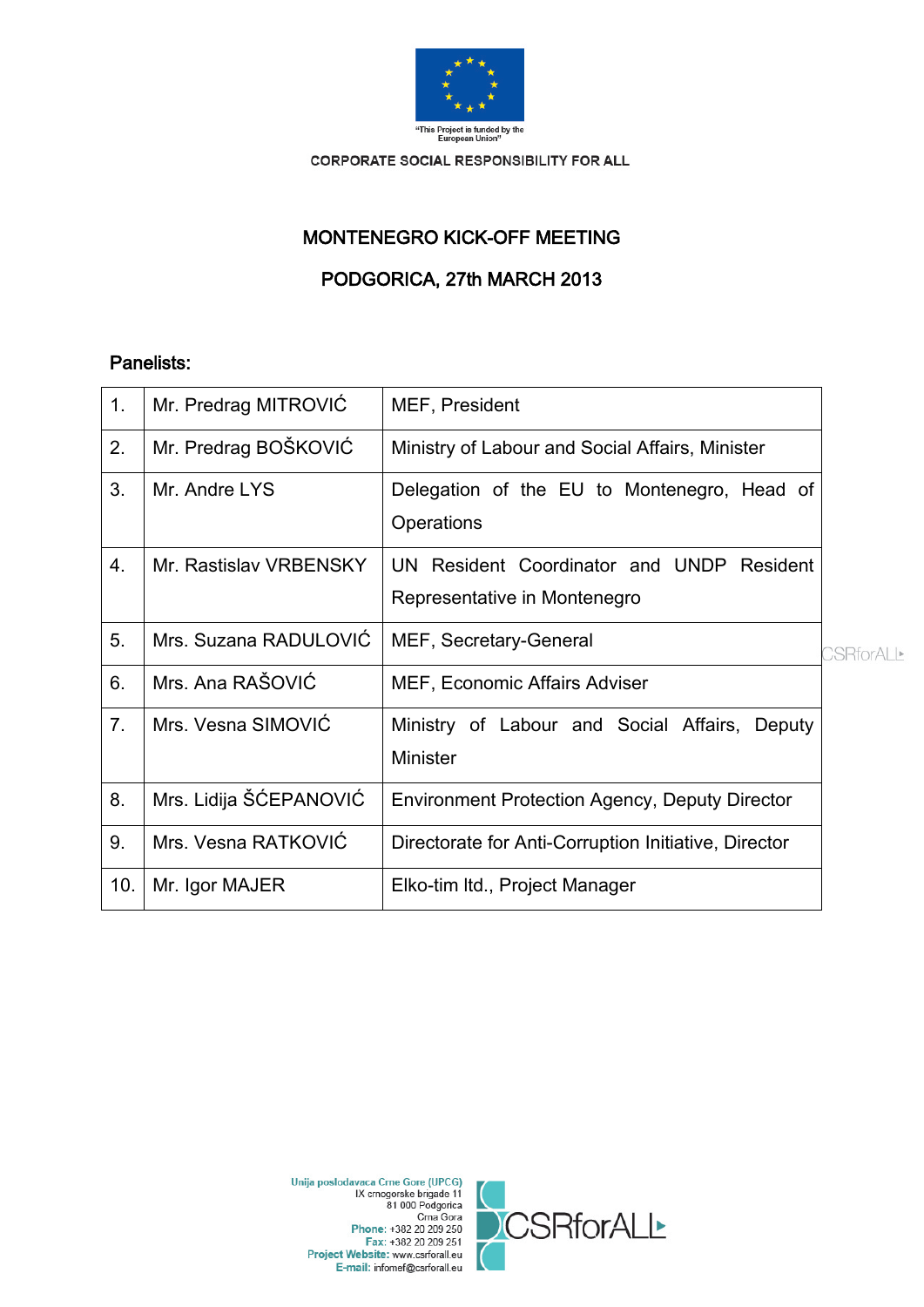"This Project is funded by the European Union"

CORPORATE SOCIAL RESPONSIBILITY FOR ALL

# MONTENEGRO KICK-OFF MEETING

## PODGORICA, 27th MARCH 2013

**Panelists:**

| | | |
|---|---|---|
| 1. | Mr. Predrag MITROVIĆ | MEF, President |
| 2. | Mr. Predrag BOŠKOVIĆ | Ministry of Labour and Social Affairs, Minister |
| 3. | Mr. Andre LYS | Delegation of the EU to Montenegro, Head of Operations |
| 4. | Mr. Rastislav VRBENSKY | UN Resident Coordinator and UNDP Resident Representative in Montenegro |
| 5. | Mrs. Suzana RADULOVIĆ | MEF, Secretary-General |
| 6. | Mrs. Ana RAŠOVIĆ | MEF, Economic Affairs Adviser |
| 7. | Mrs. Vesna SIMOVIĆ | Ministry of Labour and Social Affairs, Deputy Minister |
| 8. | Mrs. Lidija ŠĆEPANOVIĆ | Environment Protection Agency, Deputy Director |
| 9. | Mrs. Vesna RATKOVIĆ | Directorate for Anti-Corruption Initiative, Director |
| 10. | Mr. Igor MAJER | Elko-tim ltd., Project Manager |

Unija poslodavaca Crne Gore (UPCG)
IX crnogorske brigade 11
81 000 Podgorica
Crna Gora
Phone: +382 20 209 250
Fax: +382 20 209 251
Project Website: www.csrforall.eu
E-mail: infomef@csrforall.eu

CSRforALL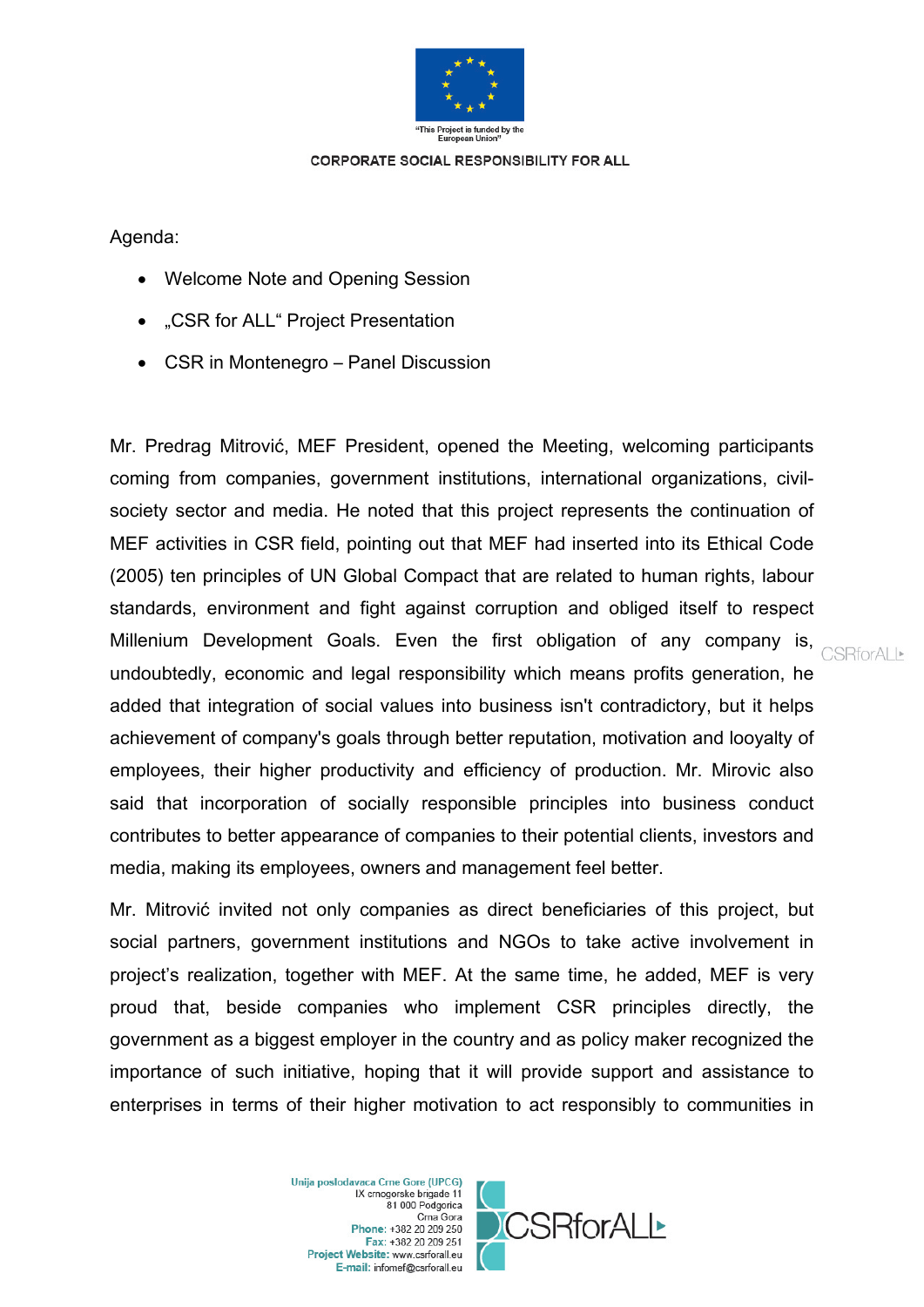Agenda:

- Welcome Note and Opening Session
- „CSR for ALL“ Project Presentation
- CSR in Montenegro – Panel Discussion

Mr. Predrag Mitrović, MEF President, opened the Meeting, welcoming participants coming from companies, government institutions, international organizations, civil-society sector and media. He noted that this project represents the continuation of MEF activities in CSR field, pointing out that MEF had inserted into its Ethical Code (2005) ten principles of UN Global Compact that are related to human rights, labour standards, environment and fight against corruption and obliged itself to respect Millenium Development Goals. Even the first obligation of any company is, undoubtedly, economic and legal responsibility which means profits generation, he added that integration of social values into business isn't contradictory, but it helps achievement of company's goals through better reputation, motivation and looyalty of employees, their higher productivity and efficiency of production. Mr. Mirovic also said that incorporation of socially responsible principles into business conduct contributes to better appearance of companies to their potential clients, investors and media, making its employees, owners and management feel better.

Mr. Mitrović invited not only companies as direct beneficiaries of this project, but social partners, government institutions and NGOs to take active involvement in project's realization, together with MEF. At the same time, he added, MEF is very proud that, beside companies who implement CSR principles directly, the government as a biggest employer in the country and as policy maker recognized the importance of such initiative, hoping that it will provide support and assistance to enterprises in terms of their higher motivation to act responsibly to communities in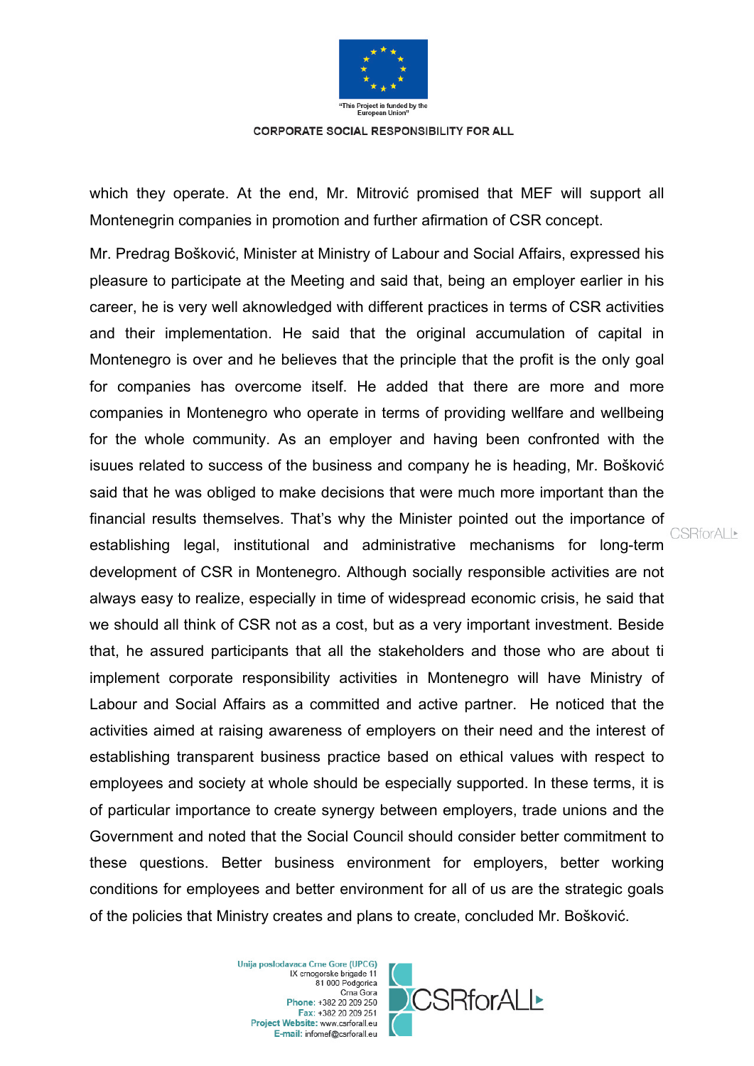which they operate. At the end, Mr. Mitrović promised that MEF will support all Montenegrin companies in promotion and further afirmation of CSR concept.

Mr. Predrag Bošković, Minister at Ministry of Labour and Social Affairs, expressed his pleasure to participate at the Meeting and said that, being an employer earlier in his career, he is very well aknowledged with different practices in terms of CSR activities and their implementation. He said that the original accumulation of capital in Montenegro is over and he believes that the principle that the profit is the only goal for companies has overcome itself. He added that there are more and more companies in Montenegro who operate in terms of providing wellfare and wellbeing for the whole community. As an employer and having been confronted with the isuues related to success of the business and company he is heading, Mr. Bošković said that he was obliged to make decisions that were much more important than the financial results themselves. That's why the Minister pointed out the importance of establishing legal, institutional and administrative mechanisms for long-term development of CSR in Montenegro. Although socially responsible activities are not always easy to realize, especially in time of widespread economic crisis, he said that we should all think of CSR not as a cost, but as a very important investment. Beside that, he assured participants that all the stakeholders and those who are about ti implement corporate responsibility activities in Montenegro will have Ministry of Labour and Social Affairs as a committed and active partner. He noticed that the activities aimed at raising awareness of employers on their need and the interest of establishing transparent business practice based on ethical values with respect to employees and society at whole should be especially supported. In these terms, it is of particular importance to create synergy between employers, trade unions and the Government and noted that the Social Council should consider better commitment to these questions. Better business environment for employers, better working conditions for employees and better environment for all of us are the strategic goals of the policies that Ministry creates and plans to create, concluded Mr. Bošković.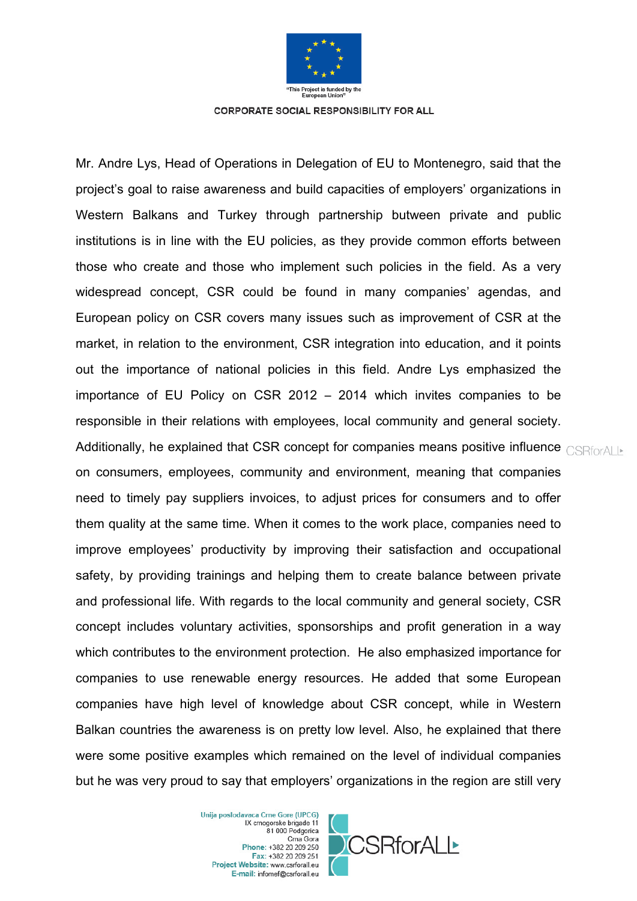Mr. Andre Lys, Head of Operations in Delegation of EU to Montenegro, said that the project's goal to raise awareness and build capacities of employers' organizations in Western Balkans and Turkey through partnership butween private and public institutions is in line with the EU policies, as they provide common efforts between those who create and those who implement such policies in the field. As a very widespread concept, CSR could be found in many companies' agendas, and European policy on CSR covers many issues such as improvement of CSR at the market, in relation to the environment, CSR integration into education, and it points out the importance of national policies in this field. Andre Lys emphasized the importance of EU Policy on CSR 2012 – 2014 which invites companies to be responsible in their relations with employees, local community and general society. Additionally, he explained that CSR concept for companies means positive influence on consumers, employees, community and environment, meaning that companies need to timely pay suppliers invoices, to adjust prices for consumers and to offer them quality at the same time. When it comes to the work place, companies need to improve employees' productivity by improving their satisfaction and occupational safety, by providing trainings and helping them to create balance between private and professional life. With regards to the local community and general society, CSR concept includes voluntary activities, sponsorships and profit generation in a way which contributes to the environment protection. He also emphasized importance for companies to use renewable energy resources. He added that some European companies have high level of knowledge about CSR concept, while in Western Balkan countries the awareness is on pretty low level. Also, he explained that there were some positive examples which remained on the level of individual companies but he was very proud to say that employers' organizations in the region are still very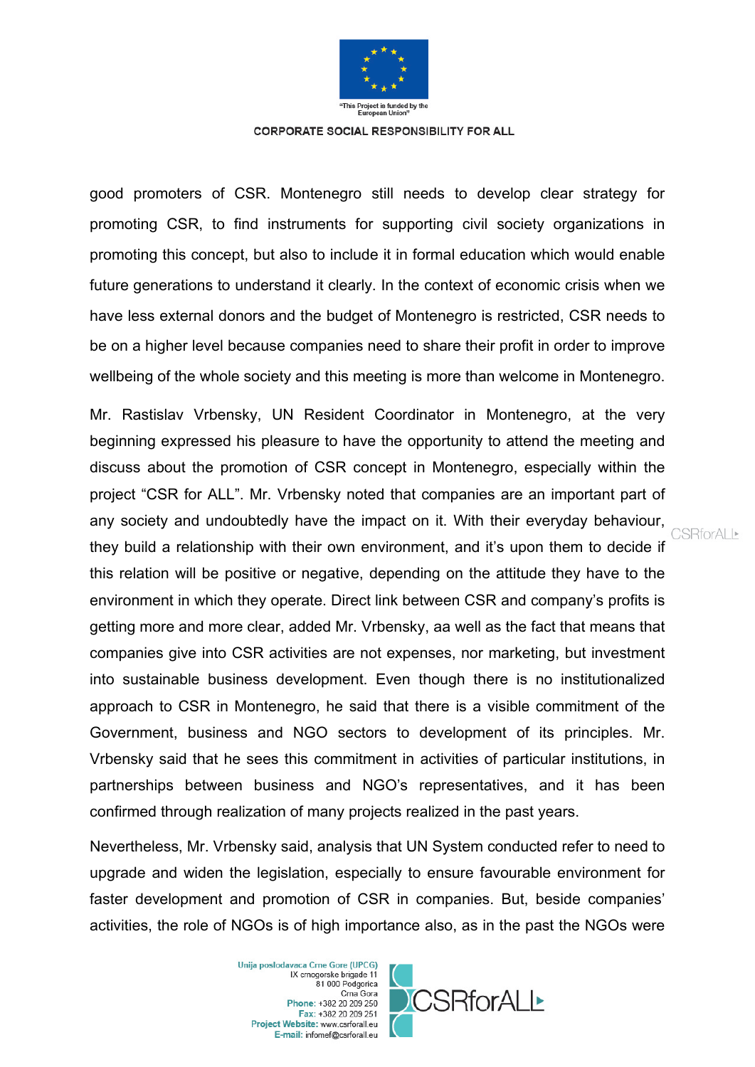good promoters of CSR. Montenegro still needs to develop clear strategy for promoting CSR, to find instruments for supporting civil society organizations in promoting this concept, but also to include it in formal education which would enable future generations to understand it clearly. In the context of economic crisis when we have less external donors and the budget of Montenegro is restricted, CSR needs to be on a higher level because companies need to share their profit in order to improve wellbeing of the whole society and this meeting is more than welcome in Montenegro.

Mr. Rastislav Vrbensky, UN Resident Coordinator in Montenegro, at the very beginning expressed his pleasure to have the opportunity to attend the meeting and discuss about the promotion of CSR concept in Montenegro, especially within the project "CSR for ALL". Mr. Vrbensky noted that companies are an important part of any society and undoubtedly have the impact on it. With their everyday behaviour, they build a relationship with their own environment, and it's upon them to decide if this relation will be positive or negative, depending on the attitude they have to the environment in which they operate. Direct link between CSR and company's profits is getting more and more clear, added Mr. Vrbensky, aa well as the fact that means that companies give into CSR activities are not expenses, nor marketing, but investment into sustainable business development. Even though there is no institutionalized approach to CSR in Montenegro, he said that there is a visible commitment of the Government, business and NGO sectors to development of its principles. Mr. Vrbensky said that he sees this commitment in activities of particular institutions, in partnerships between business and NGO's representatives, and it has been confirmed through realization of many projects realized in the past years.

Nevertheless, Mr. Vrbensky said, analysis that UN System conducted refer to need to upgrade and widen the legislation, especially to ensure favourable environment for faster development and promotion of CSR in companies. But, beside companies' activities, the role of NGOs is of high importance also, as in the past the NGOs were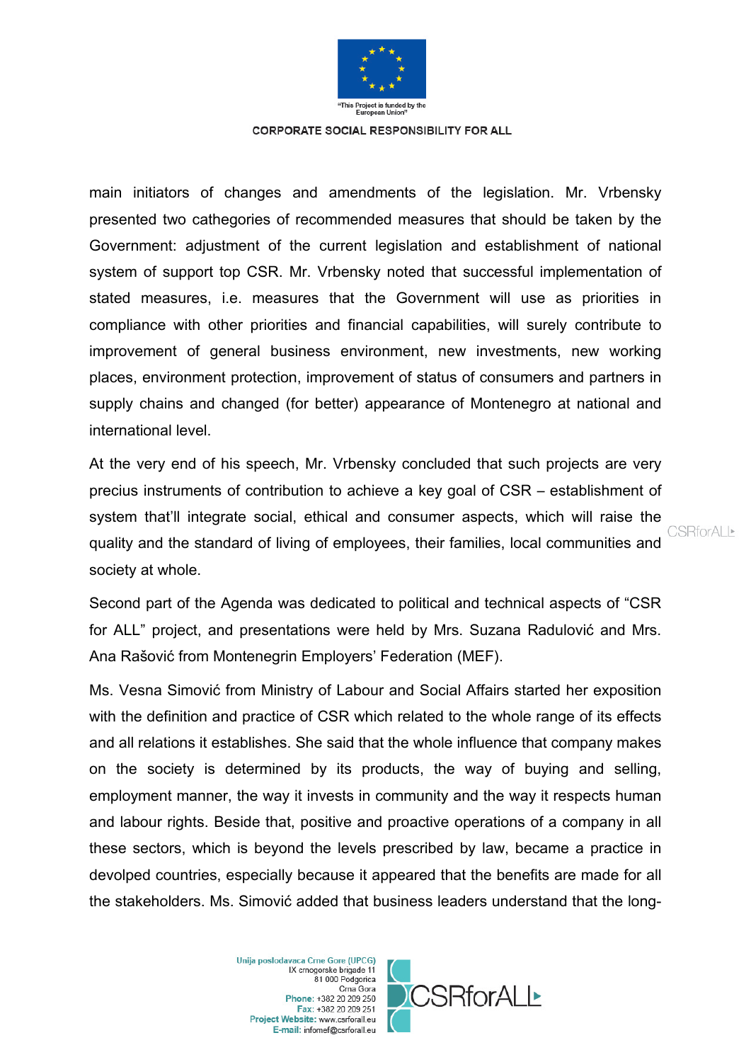main initiators of changes and amendments of the legislation. Mr. Vrbensky presented two cathegories of recommended measures that should be taken by the Government: adjustment of the current legislation and establishment of national system of support top CSR. Mr. Vrbensky noted that successful implementation of stated measures, i.e. measures that the Government will use as priorities in compliance with other priorities and financial capabilities, will surely contribute to improvement of general business environment, new investments, new working places, environment protection, improvement of status of consumers and partners in supply chains and changed (for better) appearance of Montenegro at national and international level.

At the very end of his speech, Mr. Vrbensky concluded that such projects are very precius instruments of contribution to achieve a key goal of CSR – establishment of system that'll integrate social, ethical and consumer aspects, which will raise the quality and the standard of living of employees, their families, local communities and society at whole.

Second part of the Agenda was dedicated to political and technical aspects of "CSR for ALL" project, and presentations were held by Mrs. Suzana Radulović and Mrs. Ana Rašović from Montenegrin Employers' Federation (MEF).

Ms. Vesna Simović from Ministry of Labour and Social Affairs started her exposition with the definition and practice of CSR which related to the whole range of its effects and all relations it establishes. She said that the whole influence that company makes on the society is determined by its products, the way of buying and selling, employment manner, the way it invests in community and the way it respects human and labour rights. Beside that, positive and proactive operations of a company in all these sectors, which is beyond the levels prescribed by law, became a practice in devolped countries, especially because it appeared that the benefits are made for all the stakeholders. Ms. Simović added that business leaders understand that the long-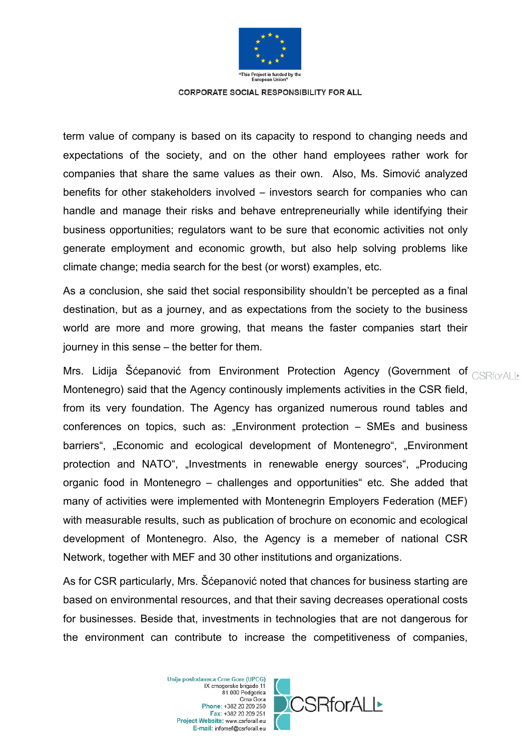term value of company is based on its capacity to respond to changing needs and expectations of the society, and on the other hand employees rather work for companies that share the same values as their own. Also, Ms. Simović analyzed benefits for other stakeholders involved – investors search for companies who can handle and manage their risks and behave entrepreneurially while identifying their business opportunities; regulators want to be sure that economic activities not only generate employment and economic growth, but also help solving problems like climate change; media search for the best (or worst) examples, etc.

As a conclusion, she said thet social responsibility shouldn't be percepted as a final destination, but as a journey, and as expectations from the society to the business world are more and more growing, that means the faster companies start their journey in this sense – the better for them.

Mrs. Lidija Šćepanović from Environment Protection Agency (Government of Montenegro) said that the Agency continously implements activities in the CSR field, from its very foundation. The Agency has organized numerous round tables and conferences on topics, such as: „Environment protection – SMEs and business barriers", „Economic and ecological development of Montenegro", „Environment protection and NATO", „Investments in renewable energy sources", „Producing organic food in Montenegro – challenges and opportunities" etc. She added that many of activities were implemented with Montenegrin Employers Federation (MEF) with measurable results, such as publication of brochure on economic and ecological development of Montenegro. Also, the Agency is a memeber of national CSR Network, together with MEF and 30 other institutions and organizations.

As for CSR particularly, Mrs. Šćepanović noted that chances for business starting are based on environmental resources, and that their saving decreases operational costs for businesses. Beside that, investments in technologies that are not dangerous for the environment can contribute to increase the competitiveness of companies,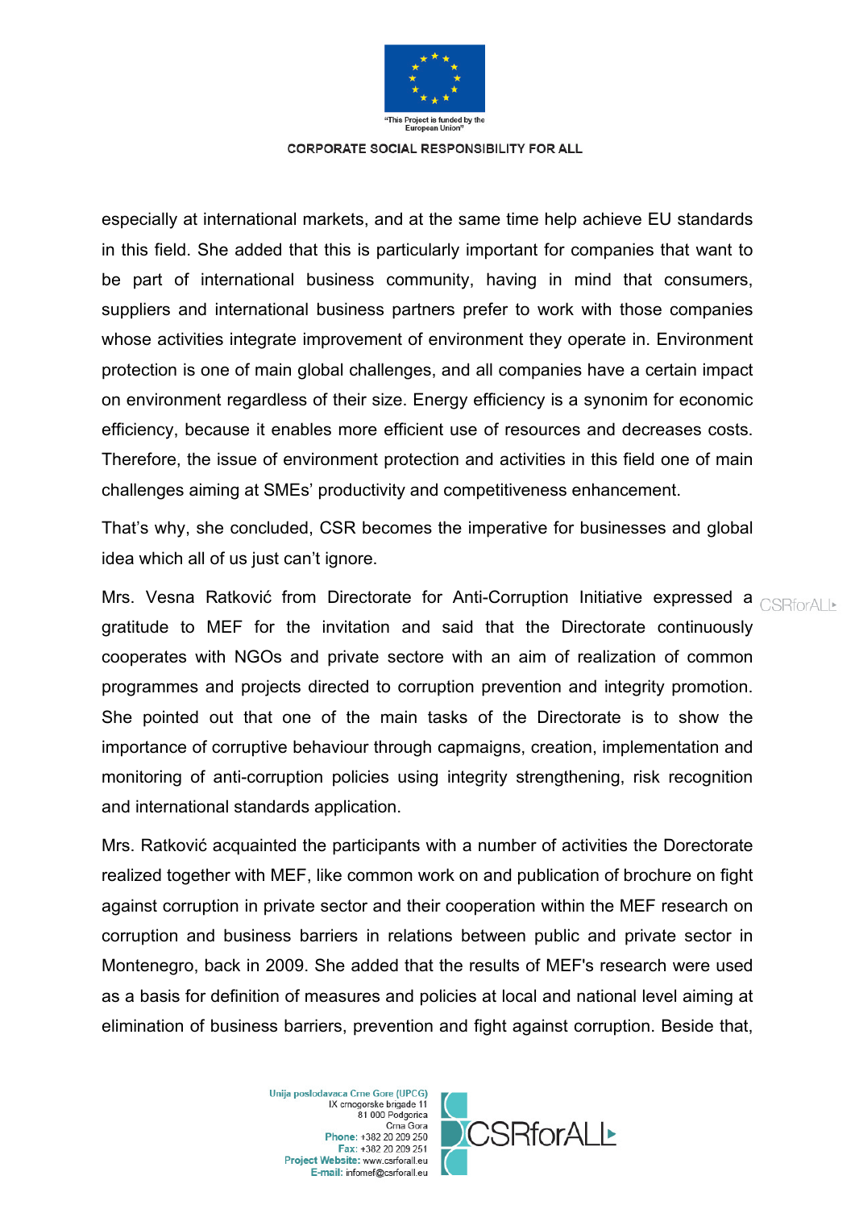especially at international markets, and at the same time help achieve EU standards in this field. She added that this is particularly important for companies that want to be part of international business community, having in mind that consumers, suppliers and international business partners prefer to work with those companies whose activities integrate improvement of environment they operate in. Environment protection is one of main global challenges, and all companies have a certain impact on environment regardless of their size. Energy efficiency is a synonim for economic efficiency, because it enables more efficient use of resources and decreases costs. Therefore, the issue of environment protection and activities in this field one of main challenges aiming at SMEs' productivity and competitiveness enhancement.

That's why, she concluded, CSR becomes the imperative for businesses and global idea which all of us just can't ignore.

Mrs. Vesna Ratković from Directorate for Anti-Corruption Initiative expressed a gratitude to MEF for the invitation and said that the Directorate continuously cooperates with NGOs and private sectore with an aim of realization of common programmes and projects directed to corruption prevention and integrity promotion. She pointed out that one of the main tasks of the Directorate is to show the importance of corruptive behaviour through capmaigns, creation, implementation and monitoring of anti-corruption policies using integrity strengthening, risk recognition and international standards application.

Mrs. Ratković acquainted the participants with a number of activities the Dorectorate realized together with MEF, like common work on and publication of brochure on fight against corruption in private sector and their cooperation within the MEF research on corruption and business barriers in relations between public and private sector in Montenegro, back in 2009. She added that the results of MEF's research were used as a basis for definition of measures and policies at local and national level aiming at elimination of business barriers, prevention and fight against corruption. Beside that,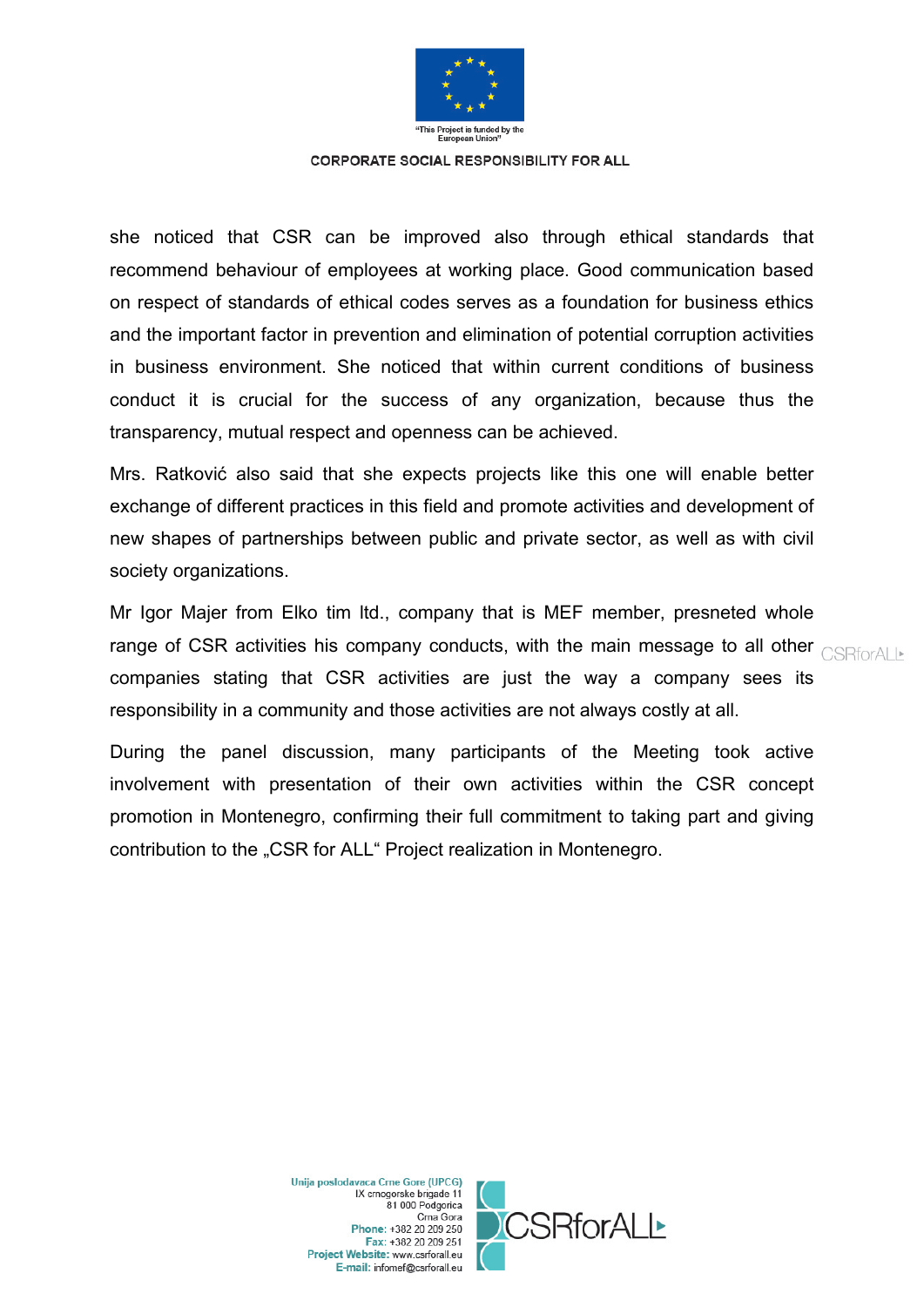she noticed that CSR can be improved also through ethical standards that recommend behaviour of employees at working place. Good communication based on respect of standards of ethical codes serves as a foundation for business ethics and the important factor in prevention and elimination of potential corruption activities in business environment. She noticed that within current conditions of business conduct it is crucial for the success of any organization, because thus the transparency, mutual respect and openness can be achieved.

Mrs. Ratković also said that she expects projects like this one will enable better exchange of different practices in this field and promote activities and development of new shapes of partnerships between public and private sector, as well as with civil society organizations.

Mr Igor Majer from Elko tim ltd., company that is MEF member, presneted whole range of CSR activities his company conducts, with the main message to all other companies stating that CSR activities are just the way a company sees its responsibility in a community and those activities are not always costly at all.

During the panel discussion, many participants of the Meeting took active involvement with presentation of their own activities within the CSR concept promotion in Montenegro, confirming their full commitment to taking part and giving contribution to the „CSR for ALL“ Project realization in Montenegro.